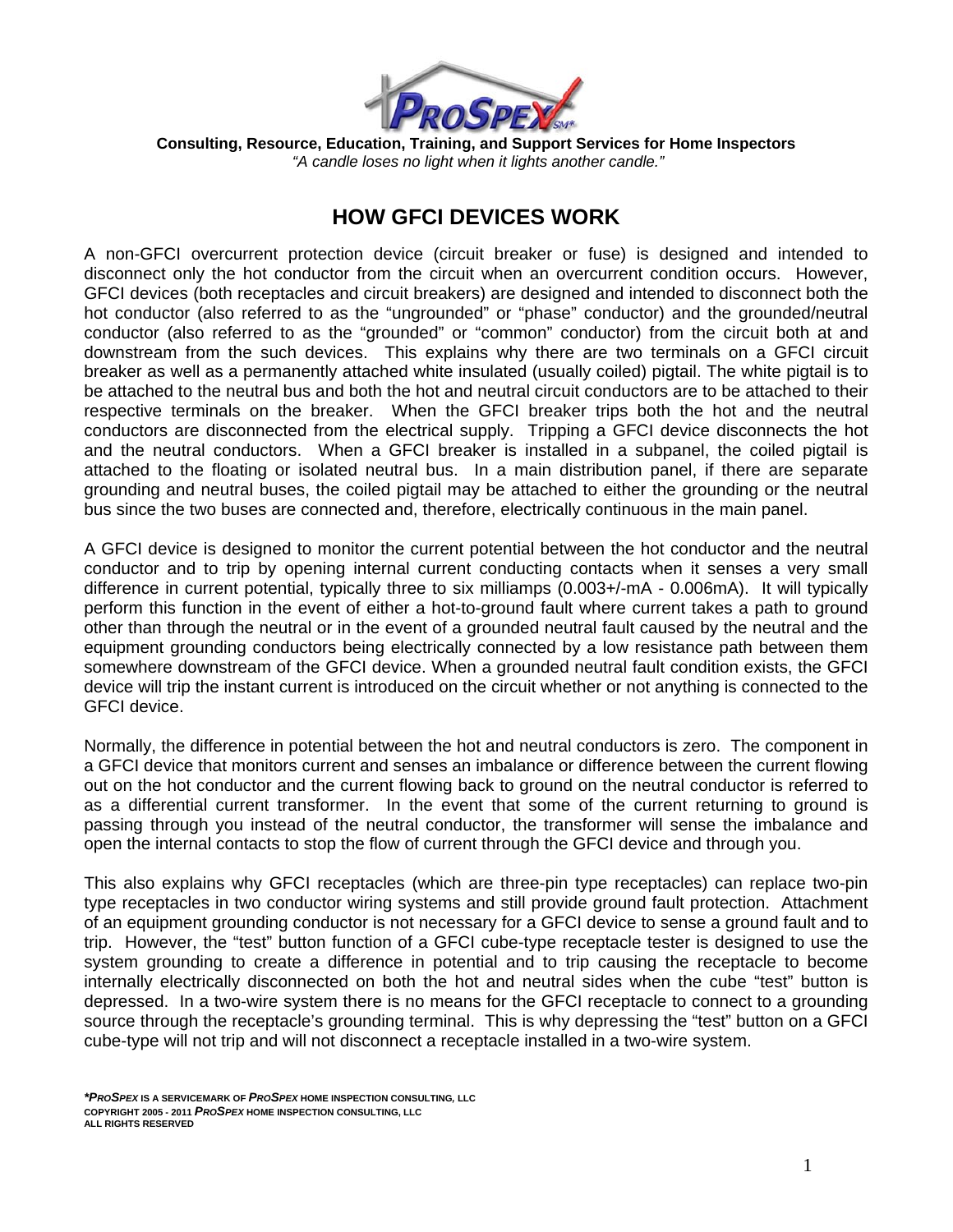**Consulting, Resource, Education, Training, and Support Services for Home Inspectors**

*"A candle loses no light when it lights another candle."*

# HOW GFCI DEVICES WORK

A non-GFCI overcurrent protection device (circuit breaker or fuse) is designed and intended to disconnect only the hot conductor from the circuit when an overcurrent condition occurs. However, GFCI devices (both receptacles and circuit breakers) are designed and intended to disconnect both the hot conductor (also referred to as the "ungrounded" or "phase" conductor) and the grounded/neutral conductor (also referred to as the "grounded" or "common" conductor) from the circuit both at and downstream from the such devices. This explains why there are two terminals on a GFCI circuit breaker as well as a permanently attached white insulated (usually coiled) pigtail. The white pigtail is to be attached to the neutral bus and both the hot and neutral circuit conductors are to be attached to their respective terminals on the breaker. When the GFCI breaker trips both the hot and the neutral conductors are disconnected from the electrical supply. Tripping a GFCI device disconnects the hot and the neutral conductors. When a GFCI breaker is installed in a subpanel, the coiled pigtail is attached to the floating or isolated neutral bus. In a main distribution panel, if there are separate grounding and neutral buses, the coiled pigtail may be attached to either the grounding or the neutral bus since the two buses are connected and, therefore, electrically continuous in the main panel.

A GFCI device is designed to monitor the current potential between the hot conductor and the neutral conductor and to trip by opening internal current conducting contacts when it senses a very small difference in current potential, typically three to six milliamps (0.003+/-mA - 0.006mA). It will typically perform this function in the event of either a hot-to-ground fault where current takes a path to ground other than through the neutral or in the event of a grounded neutral fault caused by the neutral and the equipment grounding conductors being electrically connected by a low resistance path between them somewhere downstream of the GFCI device. When a grounded neutral fault condition exists, the GFCI device will trip the instant current is introduced on the circuit whether or not anything is connected to the GFCI device.

Normally, the difference in potential between the hot and neutral conductors is zero. The component in a GFCI device that monitors current and senses an imbalance or difference between the current flowing out on the hot conductor and the current flowing back to ground on the neutral conductor is referred to as a differential current transformer. In the event that some of the current returning to ground is passing through you instead of the neutral conductor, the transformer will sense the imbalance and open the internal contacts to stop the flow of current through the GFCI device and through you.

This also explains why GFCI receptacles (which are three-pin type receptacles) can replace two-pin type receptacles in two conductor wiring systems and still provide ground fault protection. Attachment of an equipment grounding conductor is not necessary for a GFCI device to sense a ground fault and to trip. However, the "test" button function of a GFCI cube-type receptacle tester is designed to use the system grounding to create a difference in potential and to trip causing the receptacle to become internally electrically disconnected on both the hot and neutral sides when the cube "test" button is depressed. In a two-wire system there is no means for the GFCI receptacle to connect to a grounding source through the receptacle's grounding terminal. This is why depressing the "test" button on a GFCI cube-type will not trip and will not disconnect a receptacle installed in a two-wire system.

***PROSPEX* IS A SERVICEMARK OF *PROSPEX* HOME INSPECTION CONSULTING, LLC**
**COPYRIGHT 2005 - 2011 *PROSPEX* HOME INSPECTION CONSULTING, LLC**
**ALL RIGHTS RESERVED**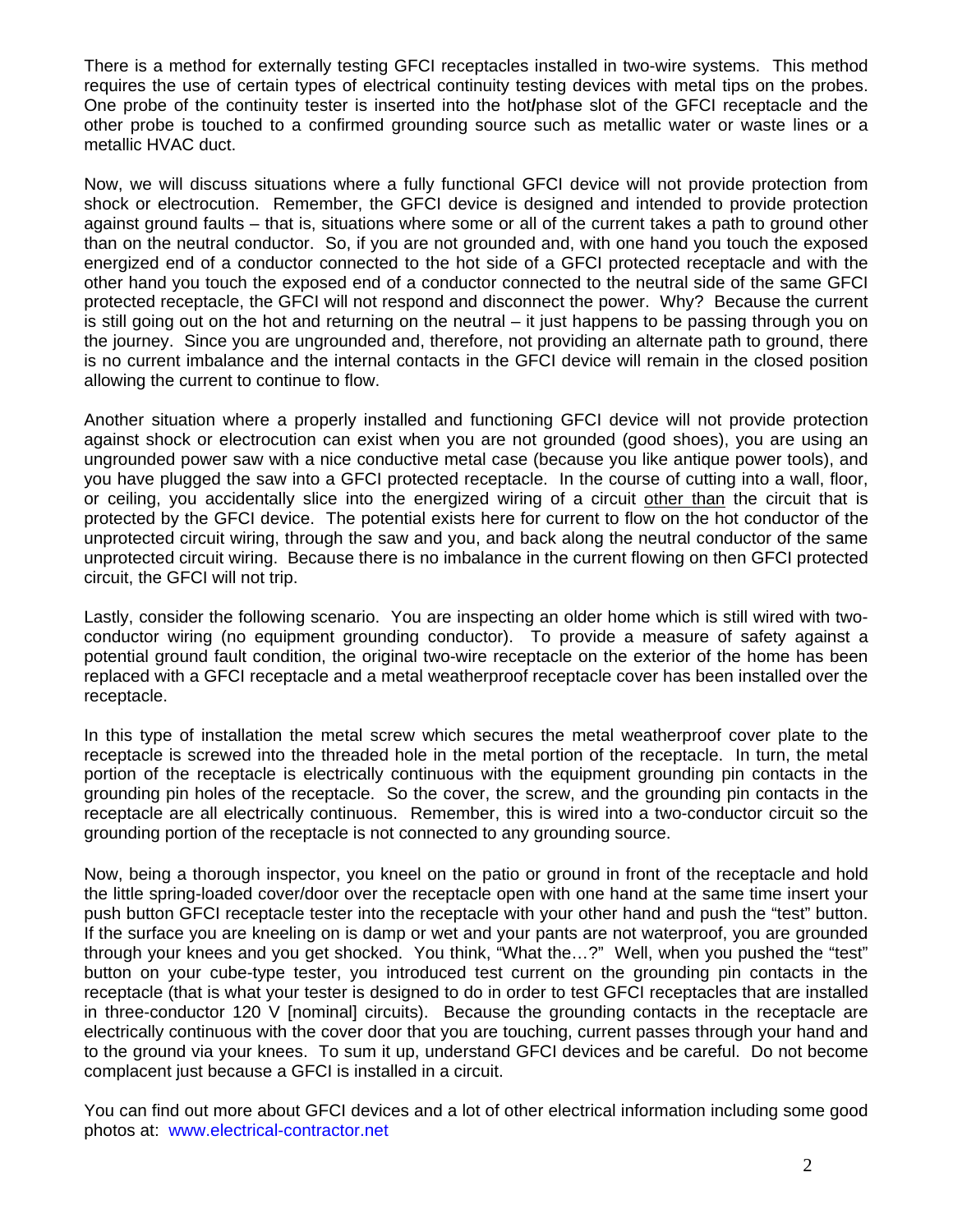There is a method for externally testing GFCI receptacles installed in two-wire systems. This method requires the use of certain types of electrical continuity testing devices with metal tips on the probes. One probe of the continuity tester is inserted into the hot/phase slot of the GFCI receptacle and the other probe is touched to a confirmed grounding source such as metallic water or waste lines or a metallic HVAC duct.

Now, we will discuss situations where a fully functional GFCI device will not provide protection from shock or electrocution. Remember, the GFCI device is designed and intended to provide protection against ground faults – that is, situations where some or all of the current takes a path to ground other than on the neutral conductor. So, if you are not grounded and, with one hand you touch the exposed energized end of a conductor connected to the hot side of a GFCI protected receptacle and with the other hand you touch the exposed end of a conductor connected to the neutral side of the same GFCI protected receptacle, the GFCI will not respond and disconnect the power. Why? Because the current is still going out on the hot and returning on the neutral – it just happens to be passing through you on the journey. Since you are ungrounded and, therefore, not providing an alternate path to ground, there is no current imbalance and the internal contacts in the GFCI device will remain in the closed position allowing the current to continue to flow.

Another situation where a properly installed and functioning GFCI device will not provide protection against shock or electrocution can exist when you are not grounded (good shoes), you are using an ungrounded power saw with a nice conductive metal case (because you like antique power tools), and you have plugged the saw into a GFCI protected receptacle. In the course of cutting into a wall, floor, or ceiling, you accidentally slice into the energized wiring of a circuit other than the circuit that is protected by the GFCI device. The potential exists here for current to flow on the hot conductor of the unprotected circuit wiring, through the saw and you, and back along the neutral conductor of the same unprotected circuit wiring. Because there is no imbalance in the current flowing on then GFCI protected circuit, the GFCI will not trip.

Lastly, consider the following scenario. You are inspecting an older home which is still wired with two-conductor wiring (no equipment grounding conductor). To provide a measure of safety against a potential ground fault condition, the original two-wire receptacle on the exterior of the home has been replaced with a GFCI receptacle and a metal weatherproof receptacle cover has been installed over the receptacle.

In this type of installation the metal screw which secures the metal weatherproof cover plate to the receptacle is screwed into the threaded hole in the metal portion of the receptacle. In turn, the metal portion of the receptacle is electrically continuous with the equipment grounding pin contacts in the grounding pin holes of the receptacle. So the cover, the screw, and the grounding pin contacts in the receptacle are all electrically continuous. Remember, this is wired into a two-conductor circuit so the grounding portion of the receptacle is not connected to any grounding source.

Now, being a thorough inspector, you kneel on the patio or ground in front of the receptacle and hold the little spring-loaded cover/door over the receptacle open with one hand at the same time insert your push button GFCI receptacle tester into the receptacle with your other hand and push the "test" button. If the surface you are kneeling on is damp or wet and your pants are not waterproof, you are grounded through your knees and you get shocked. You think, "What the…?" Well, when you pushed the "test" button on your cube-type tester, you introduced test current on the grounding pin contacts in the receptacle (that is what your tester is designed to do in order to test GFCI receptacles that are installed in three-conductor 120 V [nominal] circuits). Because the grounding contacts in the receptacle are electrically continuous with the cover door that you are touching, current passes through your hand and to the ground via your knees. To sum it up, understand GFCI devices and be careful. Do not become complacent just because a GFCI is installed in a circuit.

You can find out more about GFCI devices and a lot of other electrical information including some good photos at: www.electrical-contractor.net